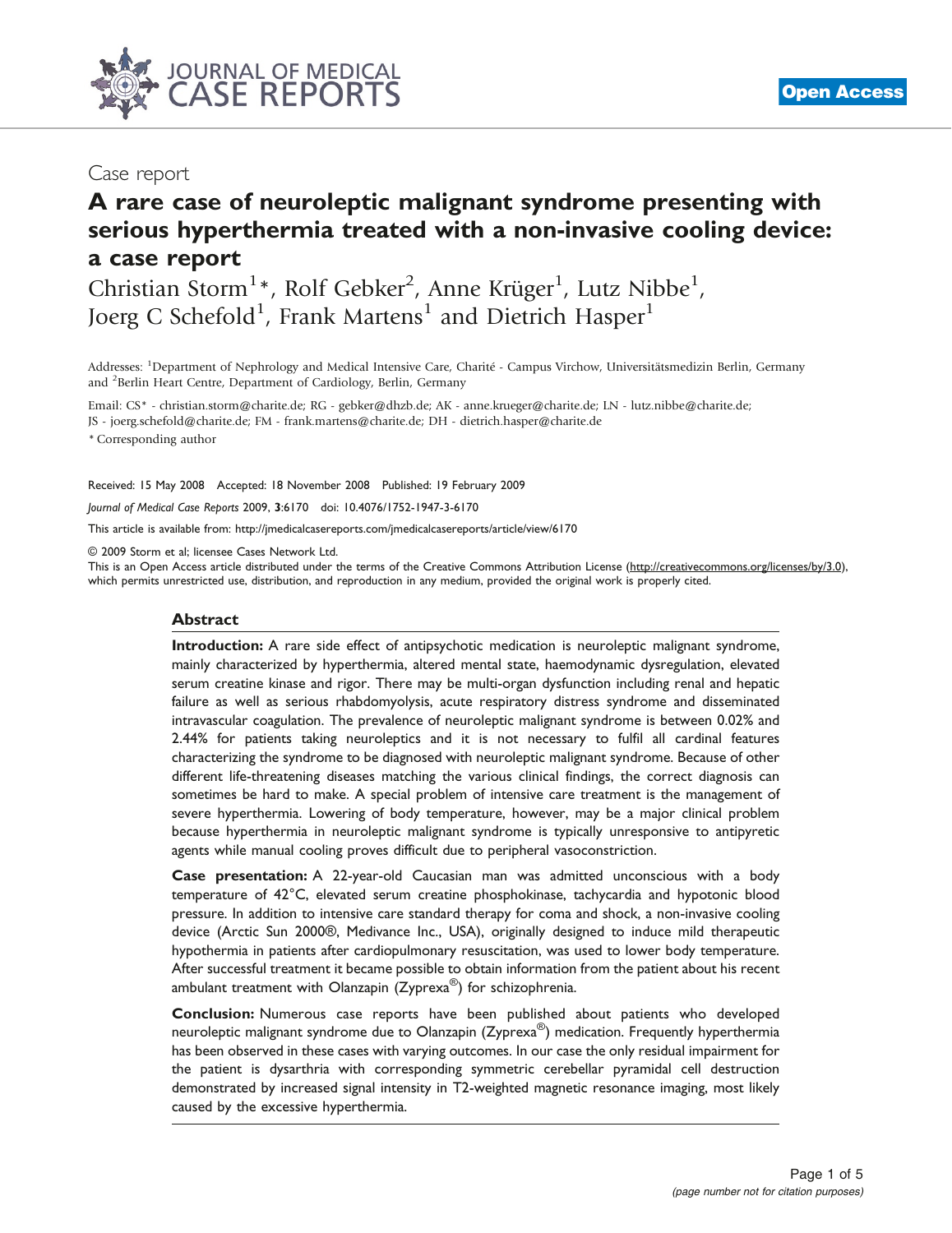Case report

# A rare case of neuroleptic malignant syndrome presenting with serious hyperthermia treated with a non-invasive cooling device: a case report

Christian Storm[1]*, Rolf Gebker[2], Anne Krüger[1], Lutz Nibbe[1], Joerg C Schefold[1], Frank Martens[1] and Dietrich Hasper[1]

Addresses: [1]Department of Nephrology and Medical Intensive Care, Charité - Campus Virchow, Universitätsmedizin Berlin, Germany and [2]Berlin Heart Centre, Department of Cardiology, Berlin, Germany

Email: CS* - christian.storm@charite.de; RG - gebker@dhzb.de; AK - anne.krueger@charite.de; LN - lutz.nibbe@charite.de; JS - joerg.schefold@charite.de; FM - frank.martens@charite.de; DH - dietrich.hasper@charite.de

* Corresponding author

Received: 15 May 2008 Accepted: 18 November 2008 Published: 19 February 2009

*Journal of Medical Case Reports* 2009, **3**:6170 doi: 10.4076/1752-1947-3-6170

This article is available from: http://jmedicalcasereports.com/jmedicalcasereports/article/view/6170

© 2009 Storm et al; licensee Cases Network Ltd.

This is an Open Access article distributed under the terms of the Creative Commons Attribution License (http://creativecommons.org/licenses/by/3.0), which permits unrestricted use, distribution, and reproduction in any medium, provided the original work is properly cited.

## Abstract

**Introduction:** A rare side effect of antipsychotic medication is neuroleptic malignant syndrome, mainly characterized by hyperthermia, altered mental state, haemodynamic dysregulation, elevated serum creatine kinase and rigor. There may be multi-organ dysfunction including renal and hepatic failure as well as serious rhabdomyolysis, acute respiratory distress syndrome and disseminated intravascular coagulation. The prevalence of neuroleptic malignant syndrome is between 0.02% and 2.44% for patients taking neuroleptics and it is not necessary to fulfil all cardinal features characterizing the syndrome to be diagnosed with neuroleptic malignant syndrome. Because of other different life-threatening diseases matching the various clinical findings, the correct diagnosis can sometimes be hard to make. A special problem of intensive care treatment is the management of severe hyperthermia. Lowering of body temperature, however, may be a major clinical problem because hyperthermia in neuroleptic malignant syndrome is typically unresponsive to antipyretic agents while manual cooling proves difficult due to peripheral vasoconstriction.

**Case presentation:** A 22-year-old Caucasian man was admitted unconscious with a body temperature of 42°C, elevated serum creatine phosphokinase, tachycardia and hypotonic blood pressure. In addition to intensive care standard therapy for coma and shock, a non-invasive cooling device (Arctic Sun 2000®, Medivance Inc., USA), originally designed to induce mild therapeutic hypothermia in patients after cardiopulmonary resuscitation, was used to lower body temperature. After successful treatment it became possible to obtain information from the patient about his recent ambulant treatment with Olanzapin (Zyprexa®) for schizophrenia.

**Conclusion:** Numerous case reports have been published about patients who developed neuroleptic malignant syndrome due to Olanzapin (Zyprexa®) medication. Frequently hyperthermia has been observed in these cases with varying outcomes. In our case the only residual impairment for the patient is dysarthria with corresponding symmetric cerebellar pyramidal cell destruction demonstrated by increased signal intensity in T2-weighted magnetic resonance imaging, most likely caused by the excessive hyperthermia.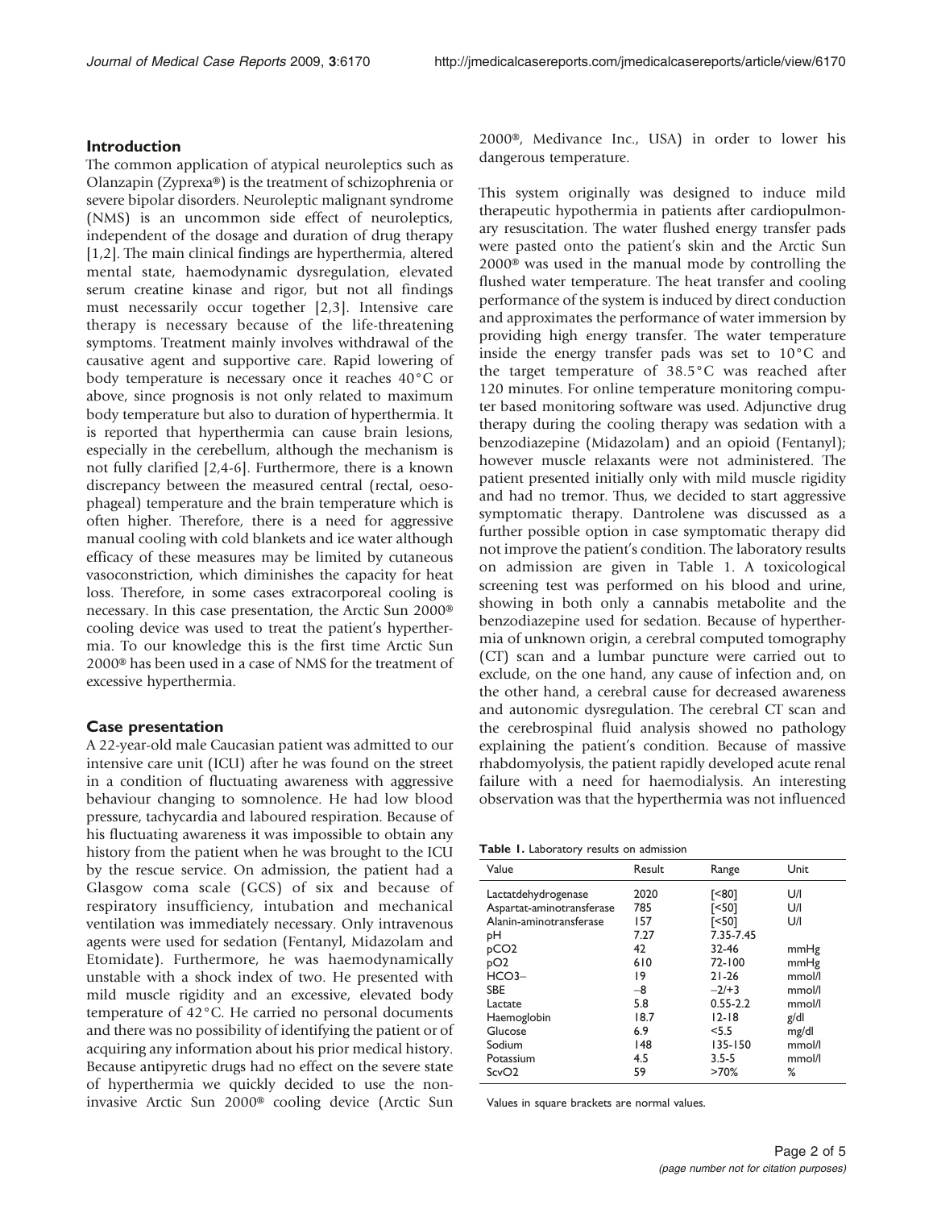## Introduction

The common application of atypical neuroleptics such as Olanzapin (Zyprexa®) is the treatment of schizophrenia or severe bipolar disorders. Neuroleptic malignant syndrome (NMS) is an uncommon side effect of neuroleptics, independent of the dosage and duration of drug therapy [1,2]. The main clinical findings are hyperthermia, altered mental state, haemodynamic dysregulation, elevated serum creatine kinase and rigor, but not all findings must necessarily occur together [2,3]. Intensive care therapy is necessary because of the life-threatening symptoms. Treatment mainly involves withdrawal of the causative agent and supportive care. Rapid lowering of body temperature is necessary once it reaches 40°C or above, since prognosis is not only related to maximum body temperature but also to duration of hyperthermia. It is reported that hyperthermia can cause brain lesions, especially in the cerebellum, although the mechanism is not fully clarified [2,4-6]. Furthermore, there is a known discrepancy between the measured central (rectal, oesophageal) temperature and the brain temperature which is often higher. Therefore, there is a need for aggressive manual cooling with cold blankets and ice water although efficacy of these measures may be limited by cutaneous vasoconstriction, which diminishes the capacity for heat loss. Therefore, in some cases extracorporeal cooling is necessary. In this case presentation, the Arctic Sun 2000® cooling device was used to treat the patient's hyperthermia. To our knowledge this is the first time Arctic Sun 2000® has been used in a case of NMS for the treatment of excessive hyperthermia.

## Case presentation

A 22-year-old male Caucasian patient was admitted to our intensive care unit (ICU) after he was found on the street in a condition of fluctuating awareness with aggressive behaviour changing to somnolence. He had low blood pressure, tachycardia and laboured respiration. Because of his fluctuating awareness it was impossible to obtain any history from the patient when he was brought to the ICU by the rescue service. On admission, the patient had a Glasgow coma scale (GCS) of six and because of respiratory insufficiency, intubation and mechanical ventilation was immediately necessary. Only intravenous agents were used for sedation (Fentanyl, Midazolam and Etomidate). Furthermore, he was haemodynamically unstable with a shock index of two. He presented with mild muscle rigidity and an excessive, elevated body temperature of 42°C. He carried no personal documents and there was no possibility of identifying the patient or of acquiring any information about his prior medical history. Because antipyretic drugs had no effect on the severe state of hyperthermia we quickly decided to use the non-invasive Arctic Sun 2000® cooling device (Arctic Sun 2000®, Medivance Inc., USA) in order to lower his dangerous temperature.

This system originally was designed to induce mild therapeutic hypothermia in patients after cardiopulmonary resuscitation. The water flushed energy transfer pads were pasted onto the patient's skin and the Arctic Sun 2000® was used in the manual mode by controlling the flushed water temperature. The heat transfer and cooling performance of the system is induced by direct conduction and approximates the performance of water immersion by providing high energy transfer. The water temperature inside the energy transfer pads was set to 10°C and the target temperature of 38.5°C was reached after 120 minutes. For online temperature monitoring computer based monitoring software was used. Adjunctive drug therapy during the cooling therapy was sedation with a benzodiazepine (Midazolam) and an opioid (Fentanyl); however muscle relaxants were not administered. The patient presented initially only with mild muscle rigidity and had no tremor. Thus, we decided to start aggressive symptomatic therapy. Dantrolene was discussed as a further possible option in case symptomatic therapy did not improve the patient's condition. The laboratory results on admission are given in Table 1. A toxicological screening test was performed on his blood and urine, showing in both only a cannabis metabolite and the benzodiazepine used for sedation. Because of hyperthermia of unknown origin, a cerebral computed tomography (CT) scan and a lumbar puncture were carried out to exclude, on the one hand, any cause of infection and, on the other hand, a cerebral cause for decreased awareness and autonomic dysregulation. The cerebral CT scan and the cerebrospinal fluid analysis showed no pathology explaining the patient's condition. Because of massive rhabdomyolysis, the patient rapidly developed acute renal failure with a need for haemodialysis. An interesting observation was that the hyperthermia was not influenced

**Table 1.** Laboratory results on admission

| Value | Result | Range | Unit |
|---|---|---|---|
| Lactatdehydrogenase | 2020 | [<80] | U/l |
| Aspartat-aminotransferase | 785 | [<50] | U/l |
| Alanin-aminotransferase | 157 | [<50] | U/l |
| pH | 7.27 | 7.35-7.45 | |
| $pCO_2$ | 42 | 32-46 | mmHg |
| $pO_2$ | 610 | 72-100 | mmHg |
| $HCO_3^-$ | 19 | 21-26 | mmol/l |
| SBE | −8 | −2/+3 | mmol/l |
| Lactate | 5.8 | 0.55-2.2 | mmol/l |
| Haemoglobin | 18.7 | 12-18 | g/dl |
| Glucose | 6.9 | <5.5 | mg/dl |
| Sodium | 148 | 135-150 | mmol/l |
| Potassium | 4.5 | 3.5-5 | mmol/l |
| $ScvO_2$ | 59 | >70% | % |

Values in square brackets are normal values.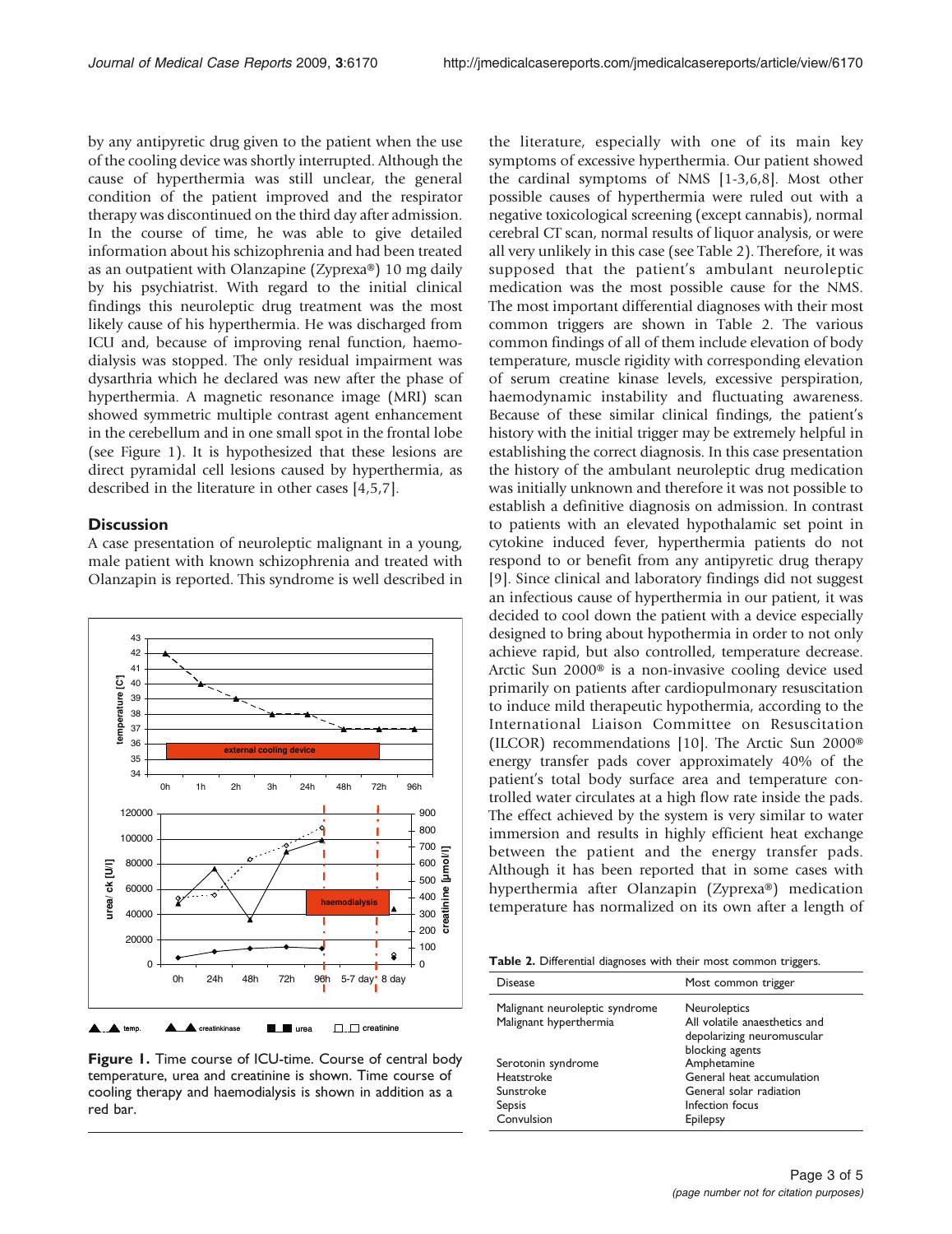by any antipyretic drug given to the patient when the use of the cooling device was shortly interrupted. Although the cause of hyperthermia was still unclear, the general condition of the patient improved and the respirator therapy was discontinued on the third day after admission. In the course of time, he was able to give detailed information about his schizophrenia and had been treated as an outpatient with Olanzapine (Zyprexa®) 10 mg daily by his psychiatrist. With regard to the initial clinical findings this neuroleptic drug treatment was the most likely cause of his hyperthermia. He was discharged from ICU and, because of improving renal function, haemodialysis was stopped. The only residual impairment was dysarthria which he declared was new after the phase of hyperthermia. A magnetic resonance image (MRI) scan showed symmetric multiple contrast agent enhancement in the cerebellum and in one small spot in the frontal lobe (see Figure 1). It is hypothesized that these lesions are direct pyramidal cell lesions caused by hyperthermia, as described in the literature in other cases [4,5,7].

## Discussion

A case presentation of neuroleptic malignant in a young, male patient with known schizophrenia and treated with Olanzapin is reported. This syndrome is well described in the literature, especially with one of its main key symptoms of excessive hyperthermia. Our patient showed the cardinal symptoms of NMS [1-3,6,8]. Most other possible causes of hyperthermia were ruled out with a negative toxicological screening (except cannabis), normal cerebral CT scan, normal results of liquor analysis, or were all very unlikely in this case (see Table 2). Therefore, it was supposed that the patient's ambulant neuroleptic medication was the most possible cause for the NMS. The most important differential diagnoses with their most common triggers are shown in Table 2. The various common findings of all of them include elevation of body temperature, muscle rigidity with corresponding elevation of serum creatine kinase levels, excessive perspiration, haemodynamic instability and fluctuating awareness. Because of these similar clinical findings, the patient's history with the initial trigger may be extremely helpful in establishing the correct diagnosis. In this case presentation the history of the ambulant neuroleptic drug medication was initially unknown and therefore it was not possible to establish a definitive diagnosis on admission. In contrast to patients with an elevated hypothalamic set point in cytokine induced fever, hyperthermia patients do not respond to or benefit from any antipyretic drug therapy [9]. Since clinical and laboratory findings did not suggest an infectious cause of hyperthermia in our patient, it was decided to cool down the patient with a device especially designed to bring about hypothermia in order to not only achieve rapid, but also controlled, temperature decrease. Arctic Sun 2000® is a non-invasive cooling device used primarily on patients after cardiopulmonary resuscitation to induce mild therapeutic hypothermia, according to the International Liaison Committee on Resuscitation (ILCOR) recommendations [10]. The Arctic Sun 2000® energy transfer pads cover approximately 40% of the patient's total body surface area and temperature controlled water circulates at a high flow rate inside the pads. The effect achieved by the system is very similar to water immersion and results in highly efficient heat exchange between the patient and the energy transfer pads. Although it has been reported that in some cases with hyperthermia after Olanzapin (Zyprexa®) medication temperature has normalized on its own after a length of

**Figure 1.** Time course of ICU-time. Course of central body temperature, urea and creatinine is shown. Time course of cooling therapy and haemodialysis is shown in addition as a red bar.

**Table 2.** Differential diagnoses with their most common triggers.

| Disease | Most common trigger |
|---|---|
| Malignant neuroleptic syndrome | Neuroleptics |
| Malignant hyperthermia | All volatile anaesthetics and depolarizing neuromuscular blocking agents |
| Serotonin syndrome | Amphetamine |
| Heatstroke | General heat accumulation |
| Sunstroke | General solar radiation |
| Sepsis | Infection focus |
| Convulsion | Epilepsy |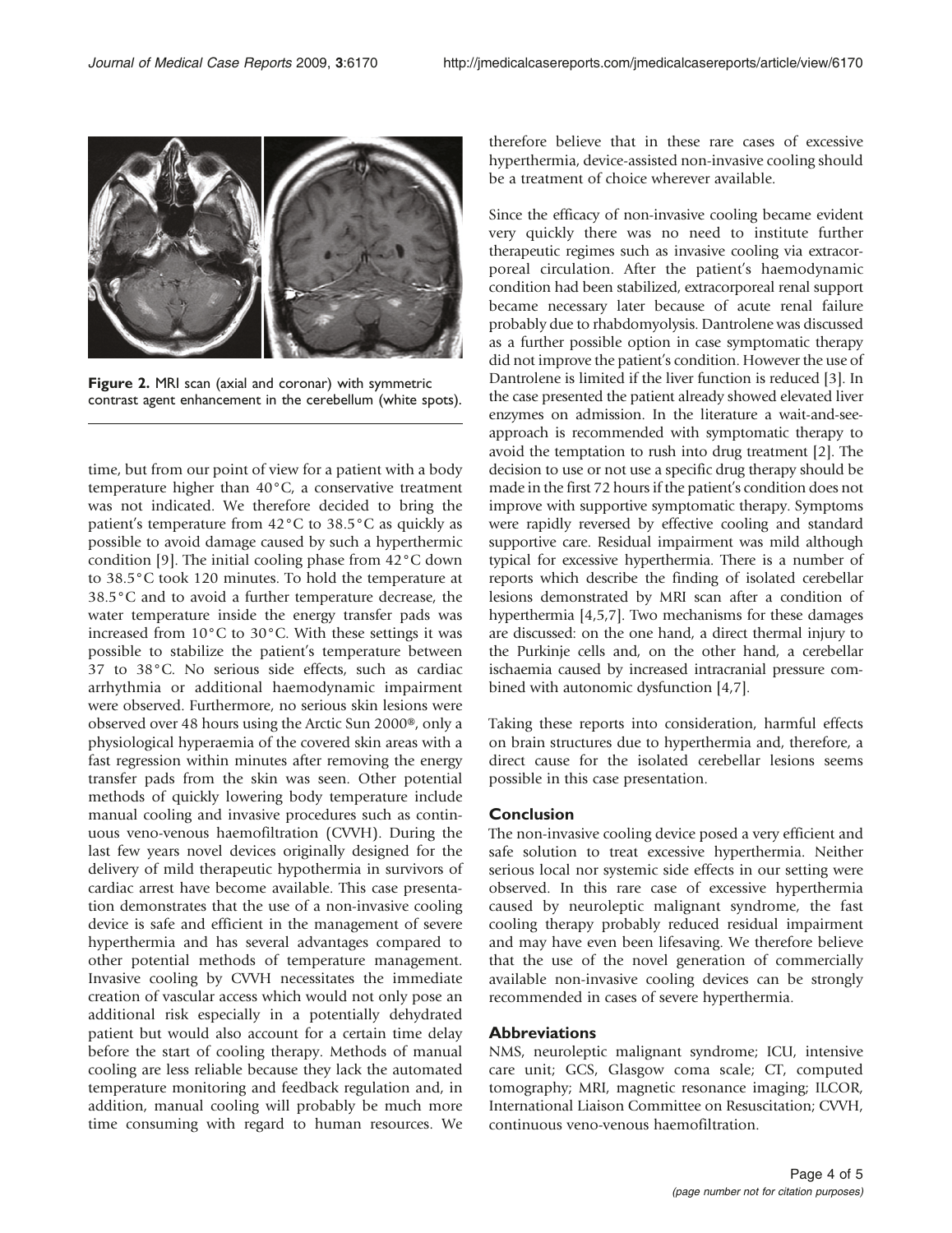Figure 2. MRI scan (axial and coronar) with symmetric contrast agent enhancement in the cerebellum (white spots).

time, but from our point of view for a patient with a body temperature higher than 40°C, a conservative treatment was not indicated. We therefore decided to bring the patient's temperature from 42°C to 38.5°C as quickly as possible to avoid damage caused by such a hyperthermic condition [9]. The initial cooling phase from 42°C down to 38.5°C took 120 minutes. To hold the temperature at 38.5°C and to avoid a further temperature decrease, the water temperature inside the energy transfer pads was increased from 10°C to 30°C. With these settings it was possible to stabilize the patient's temperature between 37 to 38°C. No serious side effects, such as cardiac arrhythmia or additional haemodynamic impairment were observed. Furthermore, no serious skin lesions were observed over 48 hours using the Arctic Sun 2000®, only a physiological hyperaemia of the covered skin areas with a fast regression within minutes after removing the energy transfer pads from the skin was seen. Other potential methods of quickly lowering body temperature include manual cooling and invasive procedures such as continuous veno-venous haemofiltration (CVVH). During the last few years novel devices originally designed for the delivery of mild therapeutic hypothermia in survivors of cardiac arrest have become available. This case presentation demonstrates that the use of a non-invasive cooling device is safe and efficient in the management of severe hyperthermia and has several advantages compared to other potential methods of temperature management. Invasive cooling by CVVH necessitates the immediate creation of vascular access which would not only pose an additional risk especially in a potentially dehydrated patient but would also account for a certain time delay before the start of cooling therapy. Methods of manual cooling are less reliable because they lack the automated temperature monitoring and feedback regulation and, in addition, manual cooling will probably be much more time consuming with regard to human resources. We therefore believe that in these rare cases of excessive hyperthermia, device-assisted non-invasive cooling should be a treatment of choice wherever available.

Since the efficacy of non-invasive cooling became evident very quickly there was no need to institute further therapeutic regimes such as invasive cooling via extracorporeal circulation. After the patient's haemodynamic condition had been stabilized, extracorporeal renal support became necessary later because of acute renal failure probably due to rhabdomyolysis. Dantrolene was discussed as a further possible option in case symptomatic therapy did not improve the patient's condition. However the use of Dantrolene is limited if the liver function is reduced [3]. In the case presented the patient already showed elevated liver enzymes on admission. In the literature a wait-and-see-approach is recommended with symptomatic therapy to avoid the temptation to rush into drug treatment [2]. The decision to use or not use a specific drug therapy should be made in the first 72 hours if the patient's condition does not improve with supportive symptomatic therapy. Symptoms were rapidly reversed by effective cooling and standard supportive care. Residual impairment was mild although typical for excessive hyperthermia. There is a number of reports which describe the finding of isolated cerebellar lesions demonstrated by MRI scan after a condition of hyperthermia [4,5,7]. Two mechanisms for these damages are discussed: on the one hand, a direct thermal injury to the Purkinje cells and, on the other hand, a cerebellar ischaemia caused by increased intracranial pressure combined with autonomic dysfunction [4,7].

Taking these reports into consideration, harmful effects on brain structures due to hyperthermia and, therefore, a direct cause for the isolated cerebellar lesions seems possible in this case presentation.

## Conclusion

The non-invasive cooling device posed a very efficient and safe solution to treat excessive hyperthermia. Neither serious local nor systemic side effects in our setting were observed. In this rare case of excessive hyperthermia caused by neuroleptic malignant syndrome, the fast cooling therapy probably reduced residual impairment and may have even been lifesaving. We therefore believe that the use of the novel generation of commercially available non-invasive cooling devices can be strongly recommended in cases of severe hyperthermia.

## Abbreviations

NMS, neuroleptic malignant syndrome; ICU, intensive care unit; GCS, Glasgow coma scale; CT, computed tomography; MRI, magnetic resonance imaging; ILCOR, International Liaison Committee on Resuscitation; CVVH, continuous veno-venous haemofiltration.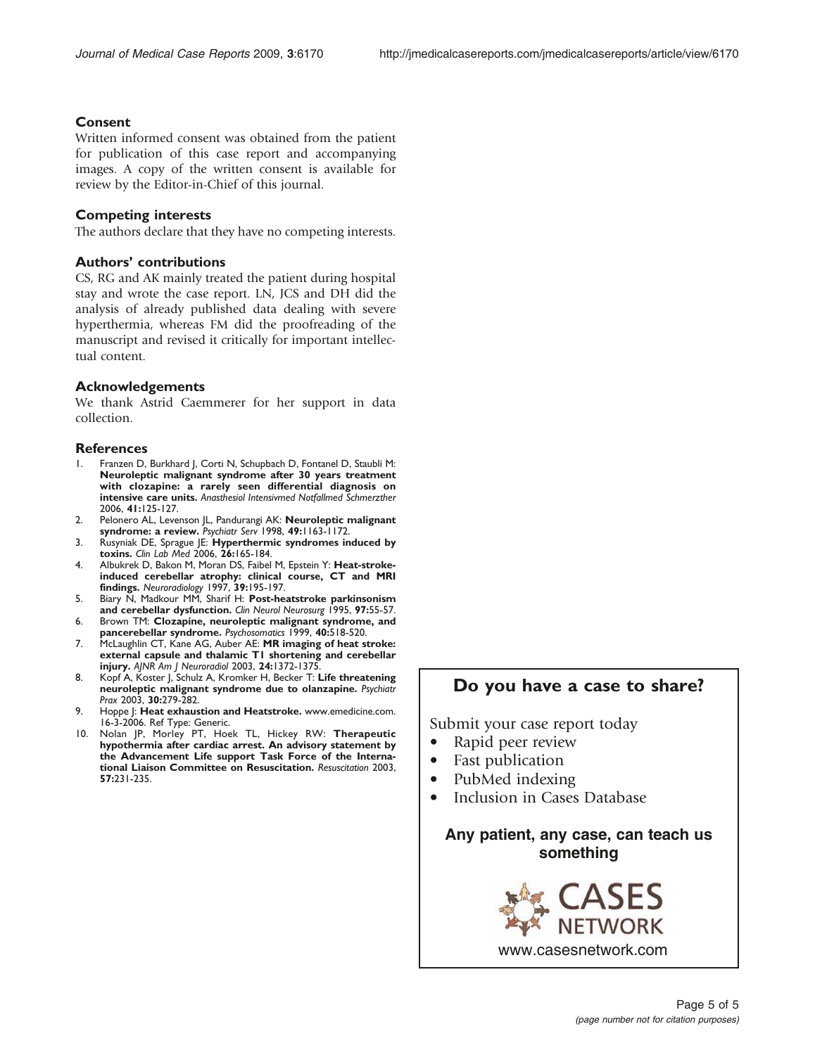## Consent

Written informed consent was obtained from the patient for publication of this case report and accompanying images. A copy of the written consent is available for review by the Editor-in-Chief of this journal.

## Competing interests

The authors declare that they have no competing interests.

## Authors' contributions

CS, RG and AK mainly treated the patient during hospital stay and wrote the case report. LN, JCS and DH did the analysis of already published data dealing with severe hyperthermia, whereas FM did the proofreading of the manuscript and revised it critically for important intellectual content.

## Acknowledgements

We thank Astrid Caemmerer for her support in data collection.

## References

1. Franzen D, Burkhard J, Corti N, Schupbach D, Fontanel D, Staubli M: **Neuroleptic malignant syndrome after 30 years treatment with clozapine: a rarely seen differential diagnosis on intensive care units.** *Anasthesiol Intensivmed Notfallmed Schmerzther* 2006, **41:**125-127.
2. Pelonero AL, Levenson JL, Pandurangi AK: **Neuroleptic malignant syndrome: a review.** *Psychiatr Serv* 1998, **49:**1163-1172.
3. Rusyniak DE, Sprague JE: **Hyperthermic syndromes induced by toxins.** *Clin Lab Med* 2006, **26:**165-184.
4. Albukrek D, Bakon M, Moran DS, Faibel M, Epstein Y: **Heat-stroke-induced cerebellar atrophy: clinical course, CT and MRI findings.** *Neuroradiology* 1997, **39:**195-197.
5. Biary N, Madkour MM, Sharif H: **Post-heatstroke parkinsonism and cerebellar dysfunction.** *Clin Neurol Neurosurg* 1995, **97:**55-57.
6. Brown TM: **Clozapine, neuroleptic malignant syndrome, and pancerebellar syndrome.** *Psychosomatics* 1999, **40:**518-520.
7. McLaughlin CT, Kane AG, Auber AE: **MR imaging of heat stroke: external capsule and thalamic T1 shortening and cerebellar injury.** *AJNR Am J Neuroradiol* 2003, **24:**1372-1375.
8. Kopf A, Koster J, Schulz A, Kromker H, Becker T: **Life threatening neuroleptic malignant syndrome due to olanzapine.** *Psychiatr Prax* 2003, **30:**279-282.
9. Hoppe J: **Heat exhaustion and Heatstroke.** www.emedicine.com. 16-3-2006. Ref Type: Generic.
10. Nolan JP, Morley PT, Hoek TL, Hickey RW: **Therapeutic hypothermia after cardiac arrest. An advisory statement by the Advancement Life support Task Force of the International Liaison Committee on Resuscitation.** *Resuscitation* 2003, **57:**231-235.

**Do you have a case to share?**

Submit your case report today

- Rapid peer review
- Fast publication
- PubMed indexing
- Inclusion in Cases Database

**Any patient, any case, can teach us something**

CASES NETWORK

www.casesnetwork.com